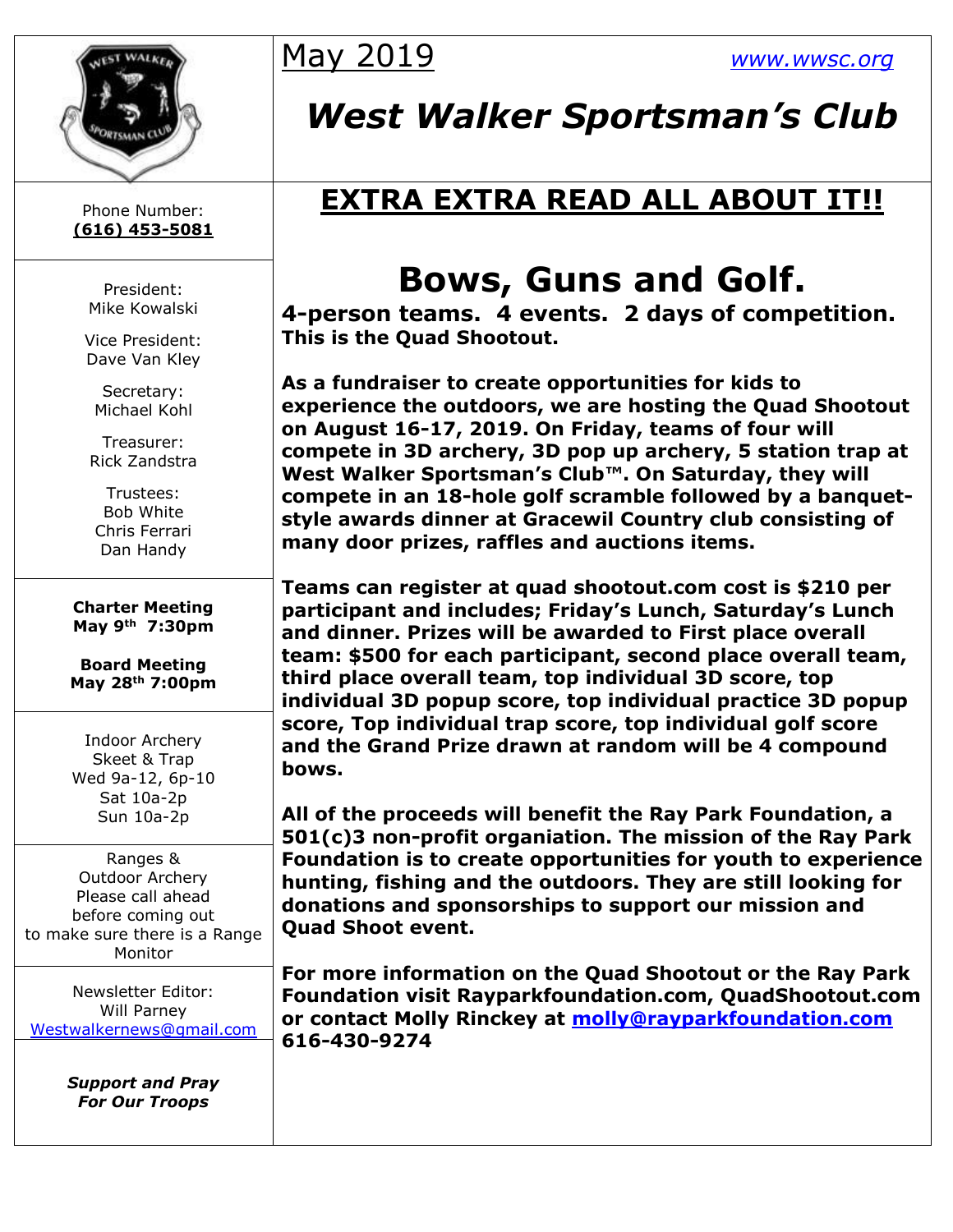May 2019

www.wwsc.org

# West Walker Sportsman's Club

Phone Number:
**(616) 453-5081**

President:
Mike Kowalski

Vice President:
Dave Van Kley

Secretary:
Michael Kohl

Treasurer:
Rick Zandstra

Trustees:
Bob White
Chris Ferrari
Dan Handy

**Charter Meeting**
**May 9th 7:30pm**

**Board Meeting**
**May 28th 7:00pm**

Indoor Archery
Skeet & Trap
Wed 9a-12, 6p-10
Sat 10a-2p
Sun 10a-2p

Ranges &
Outdoor Archery
Please call ahead
before coming out
to make sure there is a Range
Monitor

Newsletter Editor:
Will Parney
Westwalkernews@gmail.com

***Support and Pray***
***For Our Troops***

## EXTRA EXTRA READ ALL ABOUT IT!!

# Bows, Guns and Golf.

**4-person teams. 4 events. 2 days of competition.**
**This is the Quad Shootout.**

**As a fundraiser to create opportunities for kids to experience the outdoors, we are hosting the Quad Shootout on August 16-17, 2019. On Friday, teams of four will compete in 3D archery, 3D pop up archery, 5 station trap at West Walker Sportsman's Club™. On Saturday, they will compete in an 18-hole golf scramble followed by a banquet-style awards dinner at Gracewil Country club consisting of many door prizes, raffles and auctions items.**

**Teams can register at quad shootout.com cost is $210 per participant and includes; Friday's Lunch, Saturday's Lunch and dinner. Prizes will be awarded to First place overall team: $500 for each participant, second place overall team, third place overall team, top individual 3D score, top individual 3D popup score, top individual practice 3D popup score, Top individual trap score, top individual golf score and the Grand Prize drawn at random will be 4 compound bows.**

**All of the proceeds will benefit the Ray Park Foundation, a 501(c)3 non-profit organiation. The mission of the Ray Park Foundation is to create opportunities for youth to experience hunting, fishing and the outdoors. They are still looking for donations and sponsorships to support our mission and Quad Shoot event.**

**For more information on the Quad Shootout or the Ray Park Foundation visit Rayparkfoundation.com, QuadShootout.com or contact Molly Rinckey at molly@rayparkfoundation.com 616-430-9274**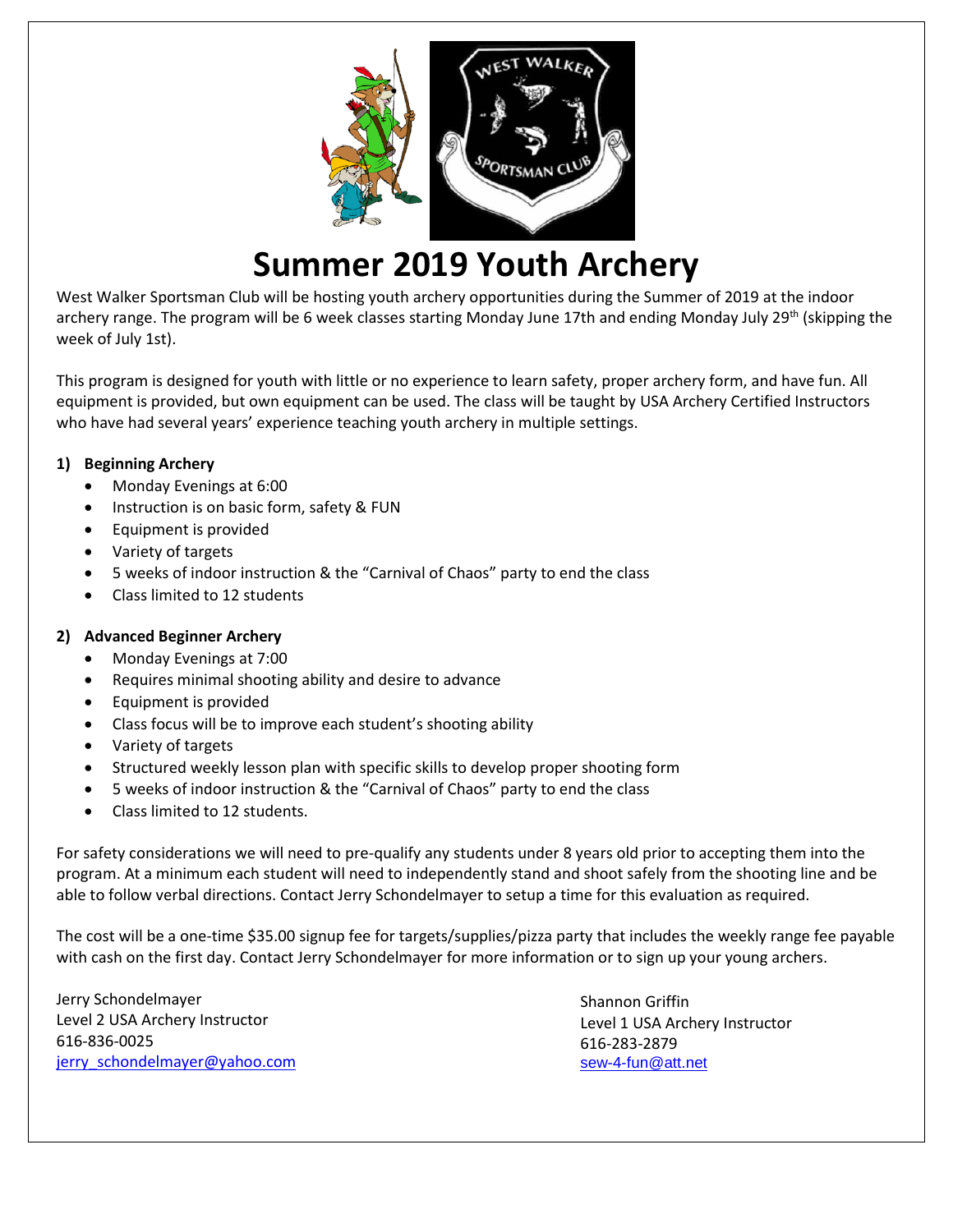# Summer 2019 Youth Archery

West Walker Sportsman Club will be hosting youth archery opportunities during the Summer of 2019 at the indoor archery range. The program will be 6 week classes starting Monday June 17th and ending Monday July 29th (skipping the week of July 1st).

This program is designed for youth with little or no experience to learn safety, proper archery form, and have fun. All equipment is provided, but own equipment can be used. The class will be taught by USA Archery Certified Instructors who have had several years' experience teaching youth archery in multiple settings.

**1) Beginning Archery**

- Monday Evenings at 6:00
- Instruction is on basic form, safety & FUN
- Equipment is provided
- Variety of targets
- 5 weeks of indoor instruction & the "Carnival of Chaos" party to end the class
- Class limited to 12 students

**2) Advanced Beginner Archery**

- Monday Evenings at 7:00
- Requires minimal shooting ability and desire to advance
- Equipment is provided
- Class focus will be to improve each student's shooting ability
- Variety of targets
- Structured weekly lesson plan with specific skills to develop proper shooting form
- 5 weeks of indoor instruction & the "Carnival of Chaos" party to end the class
- Class limited to 12 students.

For safety considerations we will need to pre-qualify any students under 8 years old prior to accepting them into the program. At a minimum each student will need to independently stand and shoot safely from the shooting line and be able to follow verbal directions. Contact Jerry Schondelmayer to setup a time for this evaluation as required.

The cost will be a one-time $35.00 signup fee for targets/supplies/pizza party that includes the weekly range fee payable with cash on the first day. Contact Jerry Schondelmayer for more information or to sign up your young archers.

Jerry Schondelmayer
Level 2 USA Archery Instructor
616-836-0025
jerry_schondelmayer@yahoo.com

Shannon Griffin
Level 1 USA Archery Instructor
616-283-2879
sew-4-fun@att.net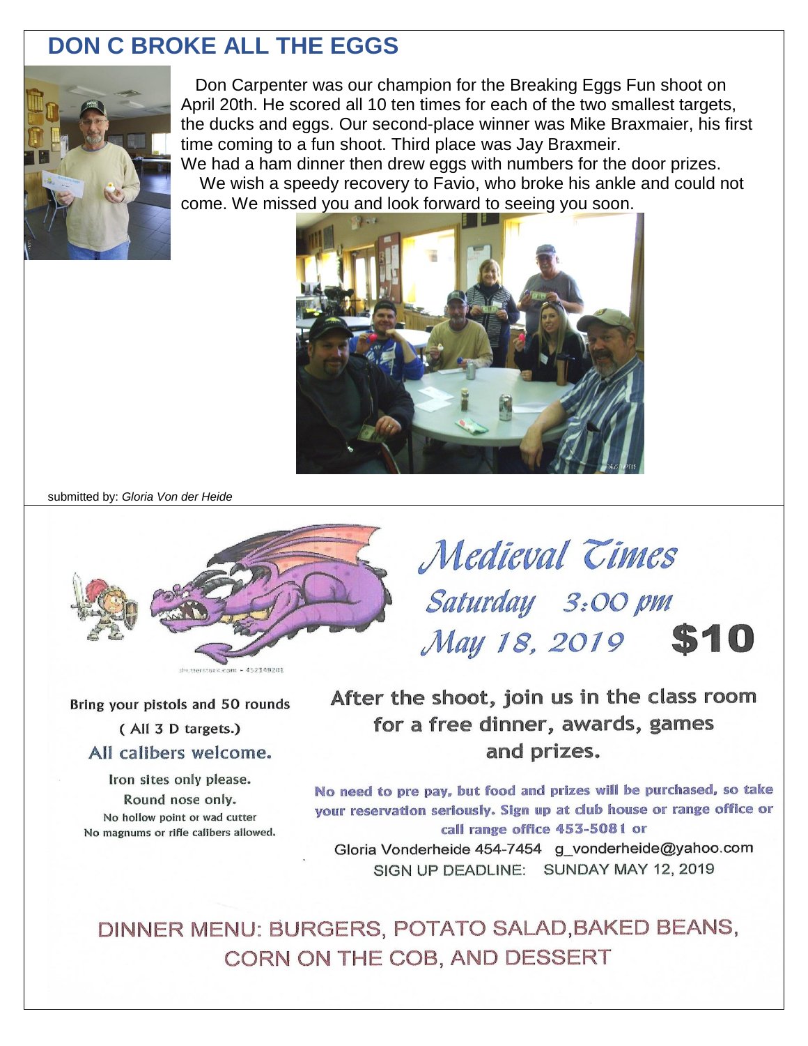## DON C BROKE ALL THE EGGS

Don Carpenter was our champion for the Breaking Eggs Fun shoot on April 20th. He scored all 10 ten times for each of the two smallest targets, the ducks and eggs. Our second-place winner was Mike Braxmaier, his first time coming to a fun shoot. Third place was Jay Braxmeir.

We had a ham dinner then drew eggs with numbers for the door prizes.

We wish a speedy recovery to Favio, who broke his ankle and could not come. We missed you and look forward to seeing you soon.

submitted by: *Gloria Von der Heide*

---

# *Medieval Times*

*Saturday 3:00 pm*

*May 18, 2019* **$10**

Bring your pistols and 50 rounds

( All 3 D targets.)

All calibers welcome.

Iron sites only please.

Round nose only.

No hollow point or wad cutter

No magnums or rifle calibers allowed.

**After the shoot, join us in the class room for a free dinner, awards, games and prizes.**

**No need to pre pay, but food and prizes will be purchased, so take your reservation seriously. Sign up at club house or range office or call range office 453-5081 or**

Gloria Vonderheide 454-7454 g_vonderheide@yahoo.com

SIGN UP DEADLINE: SUNDAY MAY 12, 2019

DINNER MENU: BURGERS, POTATO SALAD,BAKED BEANS, CORN ON THE COB, AND DESSERT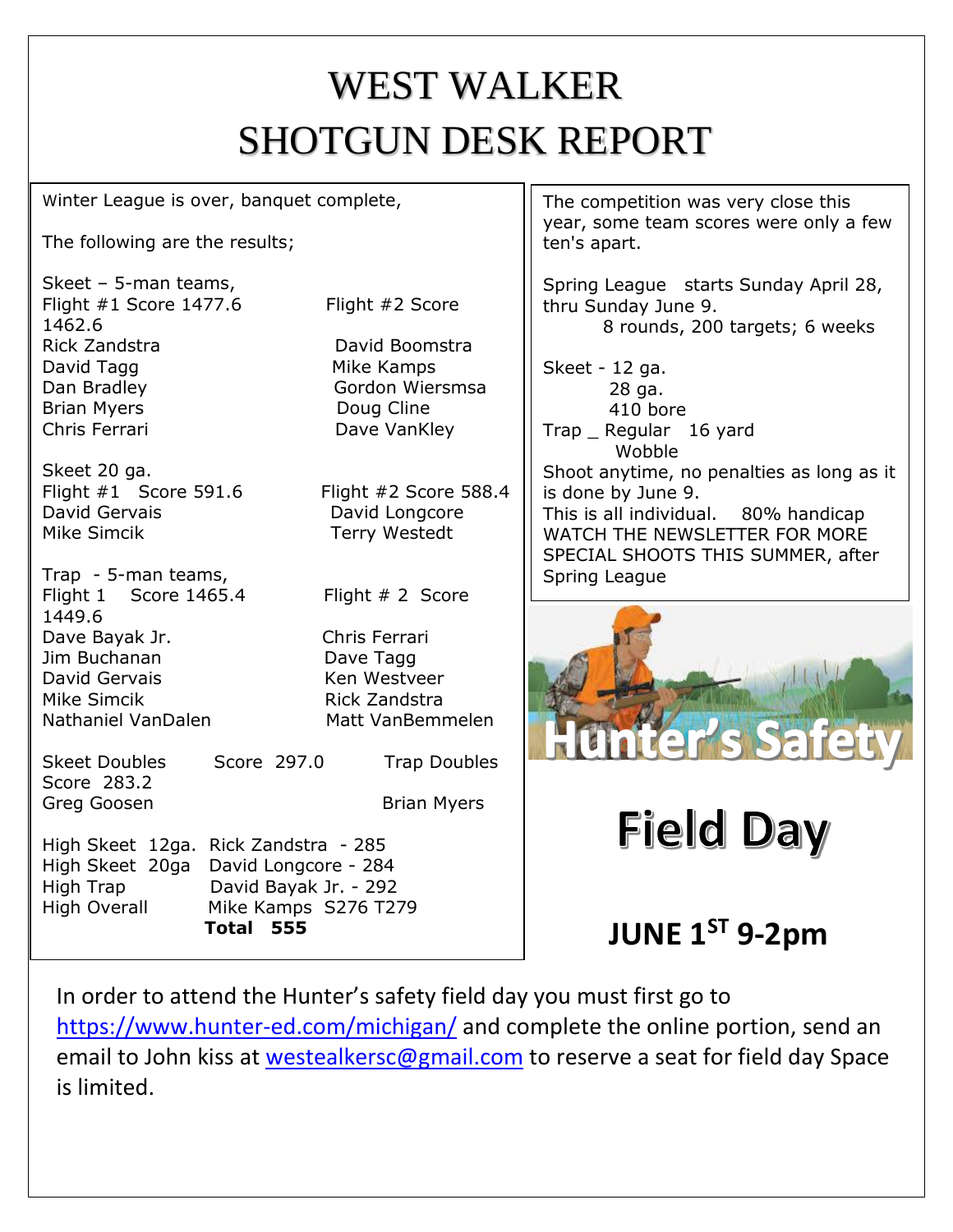# WEST WALKER
# SHOTGUN DESK REPORT

Winter League is over, banquet complete,

The following are the results;

Skeet – 5-man teams,

| Flight #1 Score 1477.6 | Flight #2 Score 1462.6 |
|---|---|
| Rick Zandstra | David Boomstra |
| David Tagg | Mike Kamps |
| Dan Bradley | Gordon Wiersmsa |
| Brian Myers | Doug Cline |
| Chris Ferrari | Dave VanKley |

Skeet 20 ga.

| Flight #1 Score 591.6 | Flight #2 Score 588.4 |
|---|---|
| David Gervais | David Longcore |
| Mike Simcik | Terry Westedt |

Trap - 5-man teams,

| Flight 1 Score 1465.4 | Flight # 2 Score 1449.6 |
|---|---|
| Dave Bayak Jr. | Chris Ferrari |
| Jim Buchanan | Dave Tagg |
| David Gervais | Ken Westveer |
| Mike Simcik | Rick Zandstra |
| Nathaniel VanDalen | Matt VanBemmelen |

| Skeet Doubles Score 297.0 | Trap Doubles Score 283.2 |
|---|---|
| Greg Goosen | Brian Myers |

High Skeet 12ga. Rick Zandstra - 285
High Skeet 20ga David Longcore - 284
High Trap David Bayak Jr. - 292
High Overall Mike Kamps S276 T279
**Total 555**

The competition was very close this year, some team scores were only a few ten's apart.

Spring League starts Sunday April 28, thru Sunday June 9.
8 rounds, 200 targets; 6 weeks

Skeet - 12 ga.
28 ga.
410 bore
Trap _ Regular 16 yard
Wobble

Shoot anytime, no penalties as long as it is done by June 9.
This is all individual. 80% handicap
WATCH THE NEWSLETTER FOR MORE SPECIAL SHOOTS THIS SUMMER, after Spring League

# Hunter's Safety

# Field Day

## JUNE 1ST 9-2pm

In order to attend the Hunter's safety field day you must first go to https://www.hunter-ed.com/michigan/ and complete the online portion, send an email to John kiss at westealkersc@gmail.com to reserve a seat for field day Space is limited.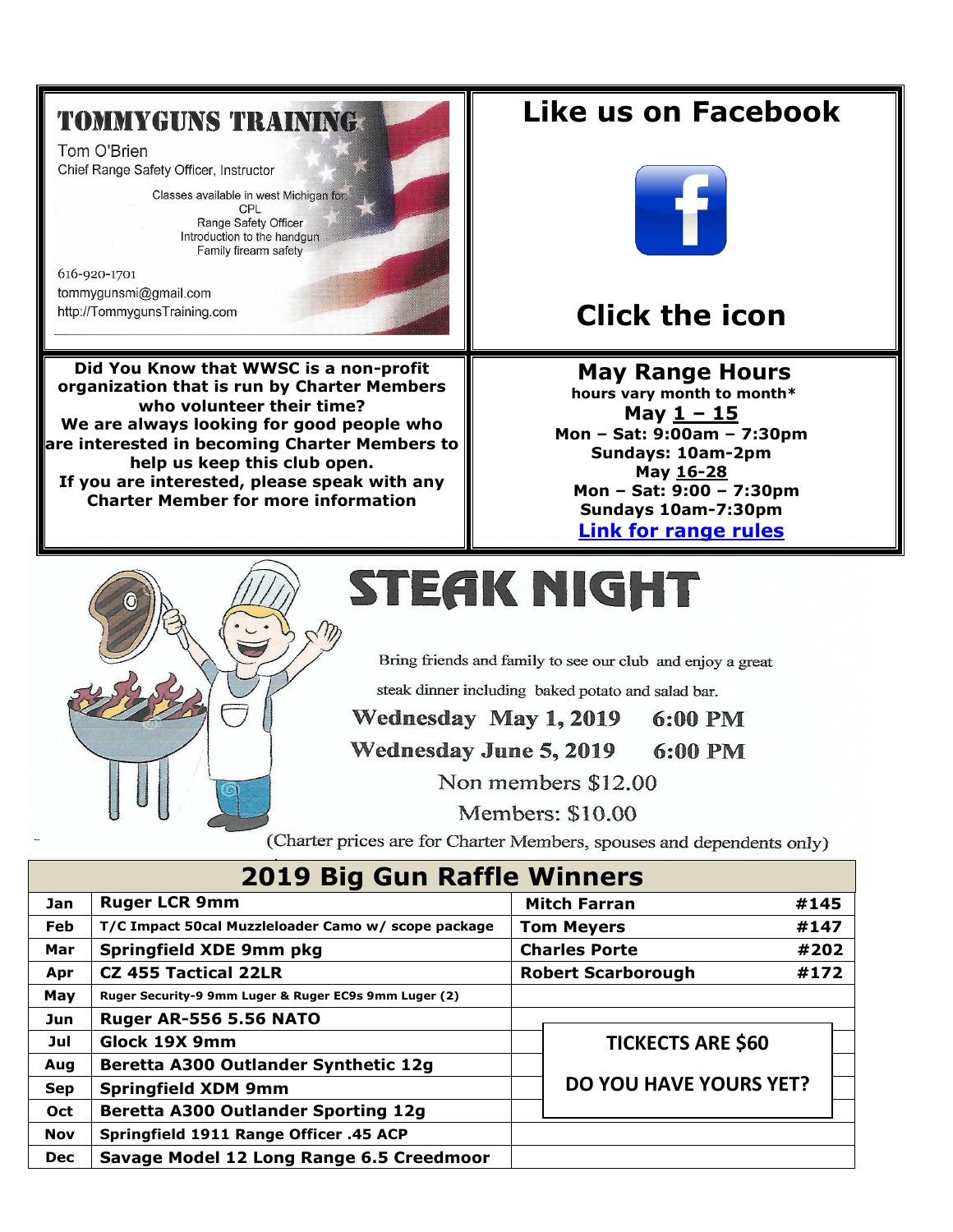## TOMMYGUNS TRAINING

Tom O'Brien
Chief Range Safety Officer, Instructor

Classes available in west Michigan for:
CPL
Range Safety Officer
Introduction to the handgun
Family firearm safety

616-920-1701
tommygunsmi@gmail.com
http://TommygunsTraining.com

## Like us on Facebook

## Click the icon

**Did You Know that WWSC is a non-profit organization that is run by Charter Members who volunteer their time?**
**We are always looking for good people who are interested in becoming Charter Members to help us keep this club open.**
**If you are interested, please speak with any Charter Member for more information**

## May Range Hours

**hours vary month to month***

**May 1 – 15**
**Mon – Sat: 9:00am – 7:30pm**
**Sundays: 10am-2pm**
**May 16-28**
**Mon – Sat: 9:00 – 7:30pm**
**Sundays 10am-7:30pm**
**Link for range rules**

# STEAK NIGHT

Bring friends and family to see our club and enjoy a great steak dinner including baked potato and salad bar.

**Wednesday May 1, 2019 6:00 PM**
**Wednesday June 5, 2019 6:00 PM**

Non members $12.00
Members: $10.00

(Charter prices are for Charter Members, spouses and dependents only)

## 2019 Big Gun Raffle Winners

| Month | Prize | Winner | Ticket |
|---|---|---|---|
| Jan | Ruger LCR 9mm | Mitch Farran | #145 |
| Feb | T/C Impact 50cal Muzzleloader Camo w/ scope package | Tom Meyers | #147 |
| Mar | Springfield XDE 9mm pkg | Charles Porte | #202 |
| Apr | CZ 455 Tactical 22LR | Robert Scarborough | #172 |
| May | Ruger Security-9 9mm Luger & Ruger EC9s 9mm Luger (2) | | |
| Jun | Ruger AR-556 5.56 NATO | | |
| Jul | Glock 19X 9mm | | |
| Aug | Beretta A300 Outlander Synthetic 12g | | |
| Sep | Springfield XDM 9mm | | |
| Oct | Beretta A300 Outlander Sporting 12g | | |
| Nov | Springfield 1911 Range Officer .45 ACP | | |
| Dec | Savage Model 12 Long Range 6.5 Creedmoor | | |

**TICKECTS ARE $60**

**DO YOU HAVE YOURS YET?**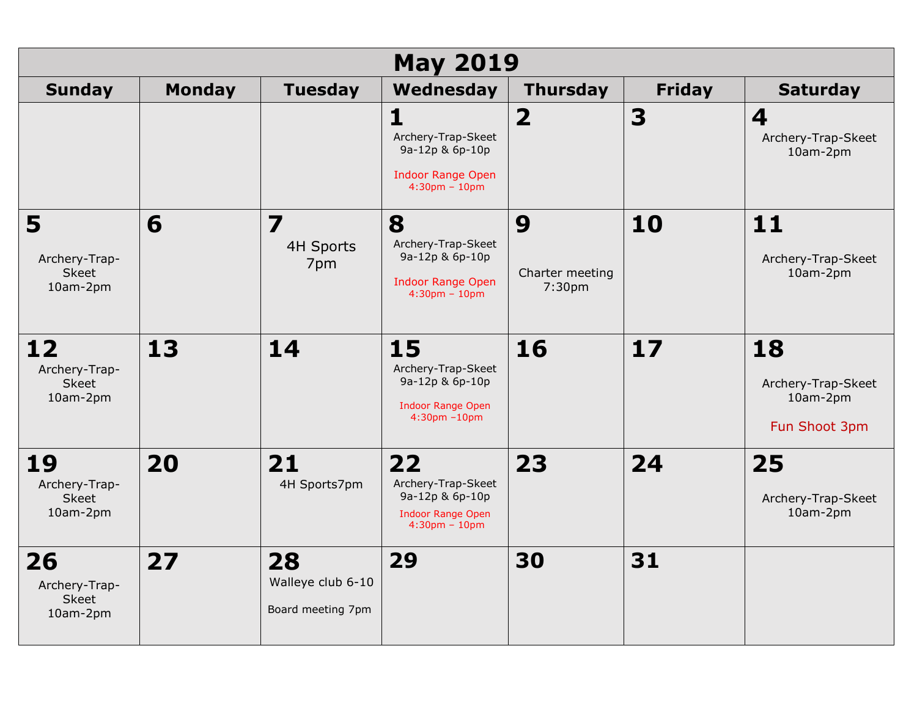# May 2019

| Sunday | Monday | Tuesday | Wednesday | Thursday | Friday | Saturday |
|---|---|---|---|---|---|---|
| | | | **1** Archery-Trap-Skeet 9a-12p & 6p-10p Indoor Range Open 4:30pm – 10pm | **2** | **3** | **4** Archery-Trap-Skeet 10am-2pm |
| **5** Archery-Trap-Skeet 10am-2pm | **6** | **7** 4H Sports 7pm | **8** Archery-Trap-Skeet 9a-12p & 6p-10p Indoor Range Open 4:30pm – 10pm | **9** Charter meeting 7:30pm | **10** | **11** Archery-Trap-Skeet 10am-2pm |
| **12** Archery-Trap-Skeet 10am-2pm | **13** | **14** | **15** Archery-Trap-Skeet 9a-12p & 6p-10p Indoor Range Open 4:30pm –10pm | **16** | **17** | **18** Archery-Trap-Skeet 10am-2pm Fun Shoot 3pm |
| **19** Archery-Trap-Skeet 10am-2pm | **20** | **21** 4H Sports7pm | **22** Archery-Trap-Skeet 9a-12p & 6p-10p Indoor Range Open 4:30pm – 10pm | **23** | **24** | **25** Archery-Trap-Skeet 10am-2pm |
| **26** Archery-Trap-Skeet 10am-2pm | **27** | **28** Walleye club 6-10 Board meeting 7pm | **29** | **30** | **31** | |